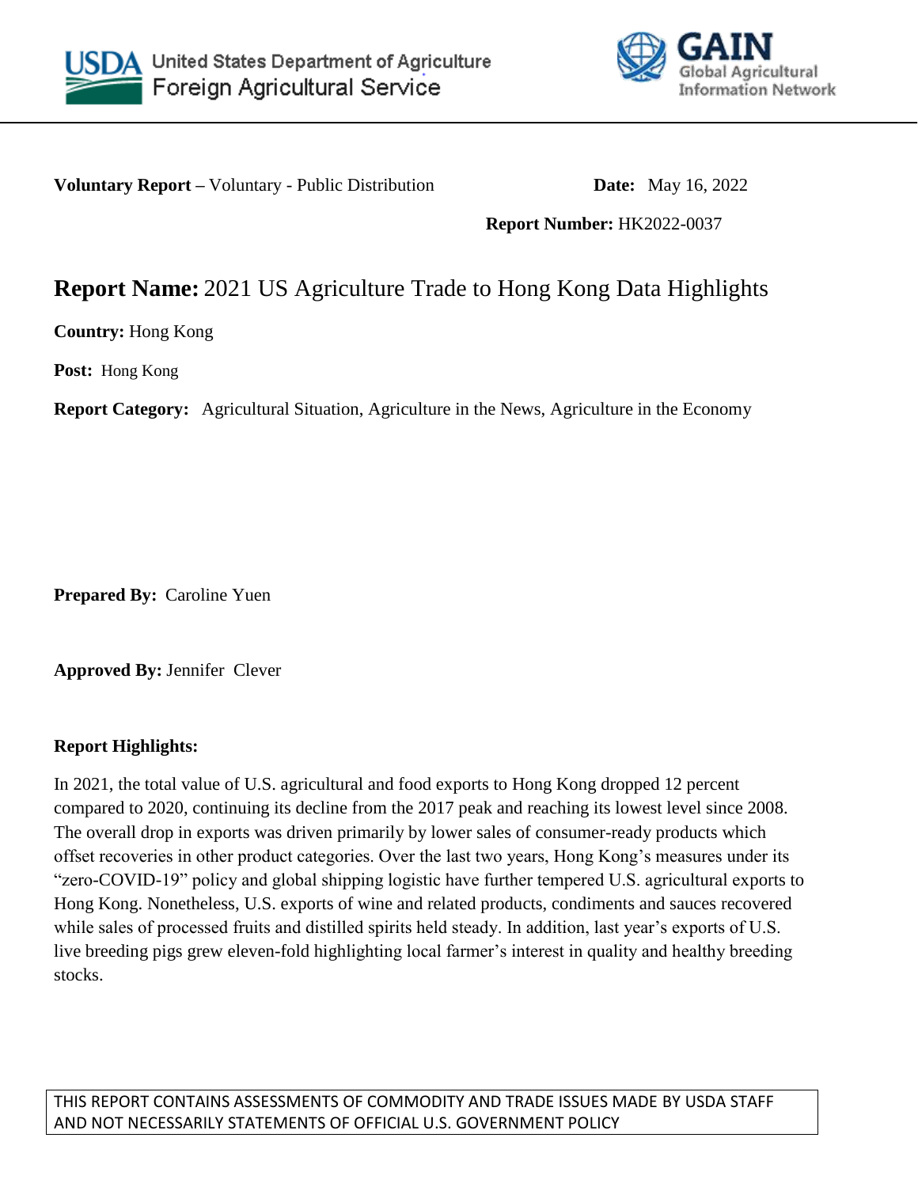United States Department of Agriculture
Foreign Agricultural Service

GAIN
Global Agricultural Information Network

**Voluntary Report –** Voluntary - Public Distribution **Date:** May 16, 2022

**Report Number:** HK2022-0037

# Report Name: 2021 US Agriculture Trade to Hong Kong Data Highlights

**Country:** Hong Kong

**Post:** Hong Kong

**Report Category:** Agricultural Situation, Agriculture in the News, Agriculture in the Economy

**Prepared By:** Caroline Yuen

**Approved By:** Jennifer Clever

**Report Highlights:**

In 2021, the total value of U.S. agricultural and food exports to Hong Kong dropped 12 percent compared to 2020, continuing its decline from the 2017 peak and reaching its lowest level since 2008. The overall drop in exports was driven primarily by lower sales of consumer-ready products which offset recoveries in other product categories. Over the last two years, Hong Kong's measures under its "zero-COVID-19" policy and global shipping logistic have further tempered U.S. agricultural exports to Hong Kong. Nonetheless, U.S. exports of wine and related products, condiments and sauces recovered while sales of processed fruits and distilled spirits held steady. In addition, last year's exports of U.S. live breeding pigs grew eleven-fold highlighting local farmer's interest in quality and healthy breeding stocks.

THIS REPORT CONTAINS ASSESSMENTS OF COMMODITY AND TRADE ISSUES MADE BY USDA STAFF AND NOT NECESSARILY STATEMENTS OF OFFICIAL U.S. GOVERNMENT POLICY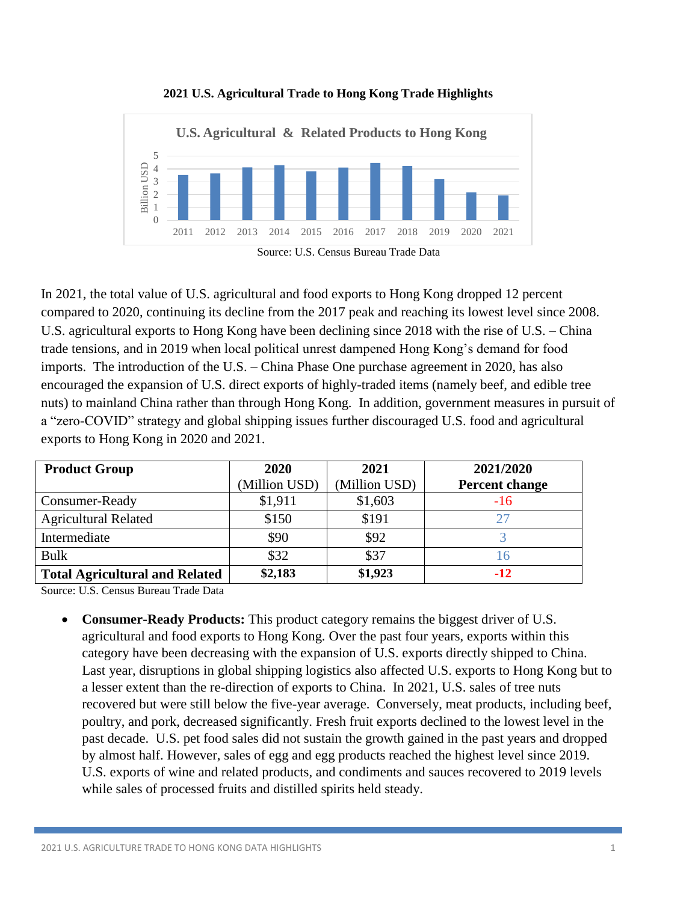**2021 U.S. Agricultural Trade to Hong Kong Trade Highlights**

U.S. Agricultural & Related Products to Hong Kong

Source: U.S. Census Bureau Trade Data

In 2021, the total value of U.S. agricultural and food exports to Hong Kong dropped 12 percent compared to 2020, continuing its decline from the 2017 peak and reaching its lowest level since 2008. U.S. agricultural exports to Hong Kong have been declining since 2018 with the rise of U.S. – China trade tensions, and in 2019 when local political unrest dampened Hong Kong's demand for food imports. The introduction of the U.S. – China Phase One purchase agreement in 2020, has also encouraged the expansion of U.S. direct exports of highly-traded items (namely beef, and edible tree nuts) to mainland China rather than through Hong Kong. In addition, government measures in pursuit of a "zero-COVID" strategy and global shipping issues further discouraged U.S. food and agricultural exports to Hong Kong in 2020 and 2021.

| **Product Group** | **2020** (Million USD) | **2021** (Million USD) | **2021/2020 Percent change** |
|---|---|---|---|
| Consumer-Ready | $1,911 | $1,603 | -16 |
| Agricultural Related | $150 | $191 | 27 |
| Intermediate | $90 | $92 | 3 |
| Bulk | $32 | $37 | 16 |
| **Total Agricultural and Related** | **$2,183** | **$1,923** | **-12** |

Source: U.S. Census Bureau Trade Data

- **Consumer-Ready Products:** This product category remains the biggest driver of U.S. agricultural and food exports to Hong Kong. Over the past four years, exports within this category have been decreasing with the expansion of U.S. exports directly shipped to China. Last year, disruptions in global shipping logistics also affected U.S. exports to Hong Kong but to a lesser extent than the re-direction of exports to China. In 2021, U.S. sales of tree nuts recovered but were still below the five-year average. Conversely, meat products, including beef, poultry, and pork, decreased significantly. Fresh fruit exports declined to the lowest level in the past decade. U.S. pet food sales did not sustain the growth gained in the past years and dropped by almost half. However, sales of egg and egg products reached the highest level since 2019. U.S. exports of wine and related products, and condiments and sauces recovered to 2019 levels while sales of processed fruits and distilled spirits held steady.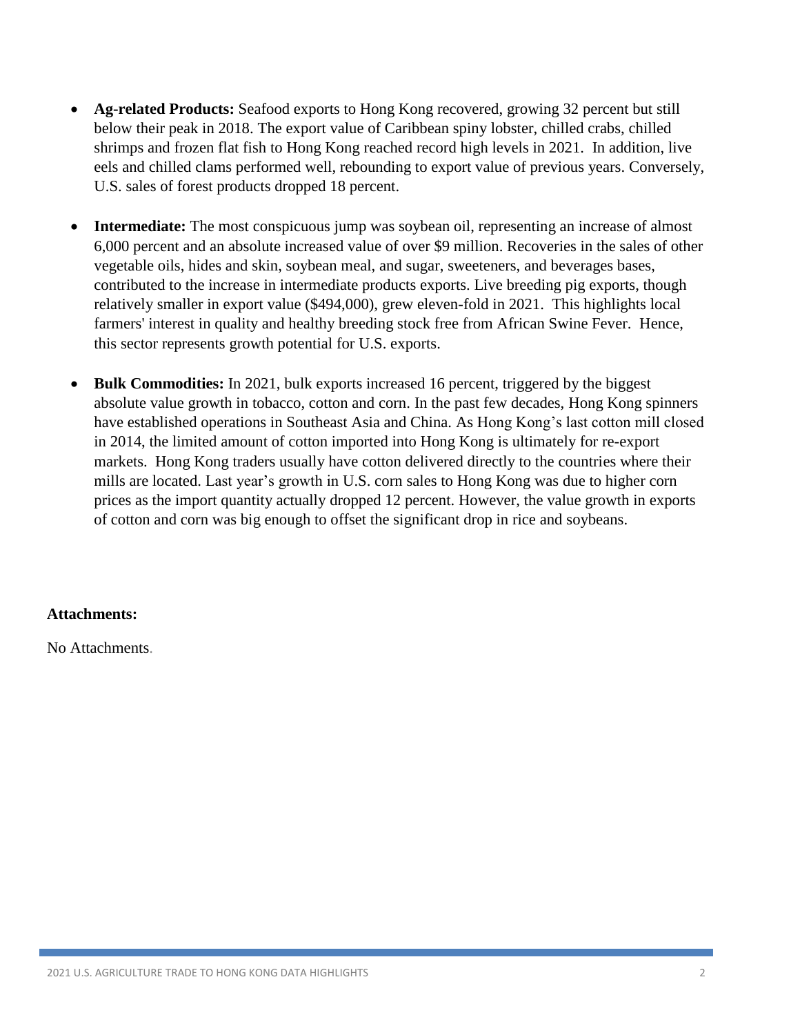- **Ag-related Products:** Seafood exports to Hong Kong recovered, growing 32 percent but still below their peak in 2018. The export value of Caribbean spiny lobster, chilled crabs, chilled shrimps and frozen flat fish to Hong Kong reached record high levels in 2021. In addition, live eels and chilled clams performed well, rebounding to export value of previous years. Conversely, U.S. sales of forest products dropped 18 percent.

- **Intermediate:** The most conspicuous jump was soybean oil, representing an increase of almost 6,000 percent and an absolute increased value of over $9 million. Recoveries in the sales of other vegetable oils, hides and skin, soybean meal, and sugar, sweeteners, and beverages bases, contributed to the increase in intermediate products exports. Live breeding pig exports, though relatively smaller in export value ($494,000), grew eleven-fold in 2021. This highlights local farmers' interest in quality and healthy breeding stock free from African Swine Fever. Hence, this sector represents growth potential for U.S. exports.

- **Bulk Commodities:** In 2021, bulk exports increased 16 percent, triggered by the biggest absolute value growth in tobacco, cotton and corn. In the past few decades, Hong Kong spinners have established operations in Southeast Asia and China. As Hong Kong's last cotton mill closed in 2014, the limited amount of cotton imported into Hong Kong is ultimately for re-export markets. Hong Kong traders usually have cotton delivered directly to the countries where their mills are located. Last year's growth in U.S. corn sales to Hong Kong was due to higher corn prices as the import quantity actually dropped 12 percent. However, the value growth in exports of cotton and corn was big enough to offset the significant drop in rice and soybeans.

**Attachments:**

No Attachments.